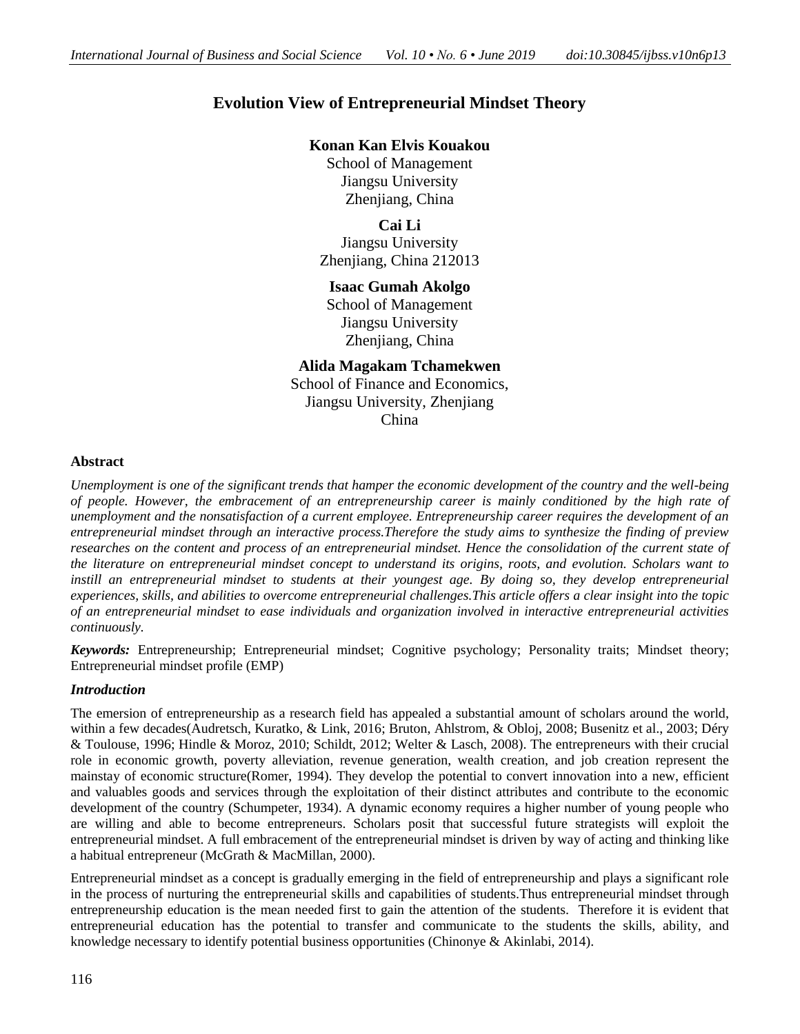# Evolution View of Entrepreneurial Mindset Theory

**Konan Kan Elvis Kouakou**
School of Management
Jiangsu University
Zhenjiang, China

**Cai Li**
Jiangsu University
Zhenjiang, China 212013

**Isaac Gumah Akolgo**
School of Management
Jiangsu University
Zhenjiang, China

**Alida Magakam Tchamekwen**
School of Finance and Economics,
Jiangsu University, Zhenjiang
China

## Abstract

*Unemployment is one of the significant trends that hamper the economic development of the country and the well-being of people. However, the embracement of an entrepreneurship career is mainly conditioned by the high rate of unemployment and the nonsatisfaction of a current employee. Entrepreneurship career requires the development of an entrepreneurial mindset through an interactive process.Therefore the study aims to synthesize the finding of preview researches on the content and process of an entrepreneurial mindset. Hence the consolidation of the current state of the literature on entrepreneurial mindset concept to understand its origins, roots, and evolution. Scholars want to instill an entrepreneurial mindset to students at their youngest age. By doing so, they develop entrepreneurial experiences, skills, and abilities to overcome entrepreneurial challenges.This article offers a clear insight into the topic of an entrepreneurial mindset to ease individuals and organization involved in interactive entrepreneurial activities continuously.*

***Keywords:*** Entrepreneurship; Entrepreneurial mindset; Cognitive psychology; Personality traits; Mindset theory; Entrepreneurial mindset profile (EMP)

### *Introduction*

The emersion of entrepreneurship as a research field has appealed a substantial amount of scholars around the world, within a few decades(Audretsch, Kuratko, & Link, 2016; Bruton, Ahlstrom, & Obloj, 2008; Busenitz et al., 2003; Déry & Toulouse, 1996; Hindle & Moroz, 2010; Schildt, 2012; Welter & Lasch, 2008). The entrepreneurs with their crucial role in economic growth, poverty alleviation, revenue generation, wealth creation, and job creation represent the mainstay of economic structure(Romer, 1994). They develop the potential to convert innovation into a new, efficient and valuables goods and services through the exploitation of their distinct attributes and contribute to the economic development of the country (Schumpeter, 1934). A dynamic economy requires a higher number of young people who are willing and able to become entrepreneurs. Scholars posit that successful future strategists will exploit the entrepreneurial mindset. A full embracement of the entrepreneurial mindset is driven by way of acting and thinking like a habitual entrepreneur (McGrath & MacMillan, 2000).

Entrepreneurial mindset as a concept is gradually emerging in the field of entrepreneurship and plays a significant role in the process of nurturing the entrepreneurial skills and capabilities of students.Thus entrepreneurial mindset through entrepreneurship education is the mean needed first to gain the attention of the students. Therefore it is evident that entrepreneurial education has the potential to transfer and communicate to the students the skills, ability, and knowledge necessary to identify potential business opportunities (Chinonye & Akinlabi, 2014).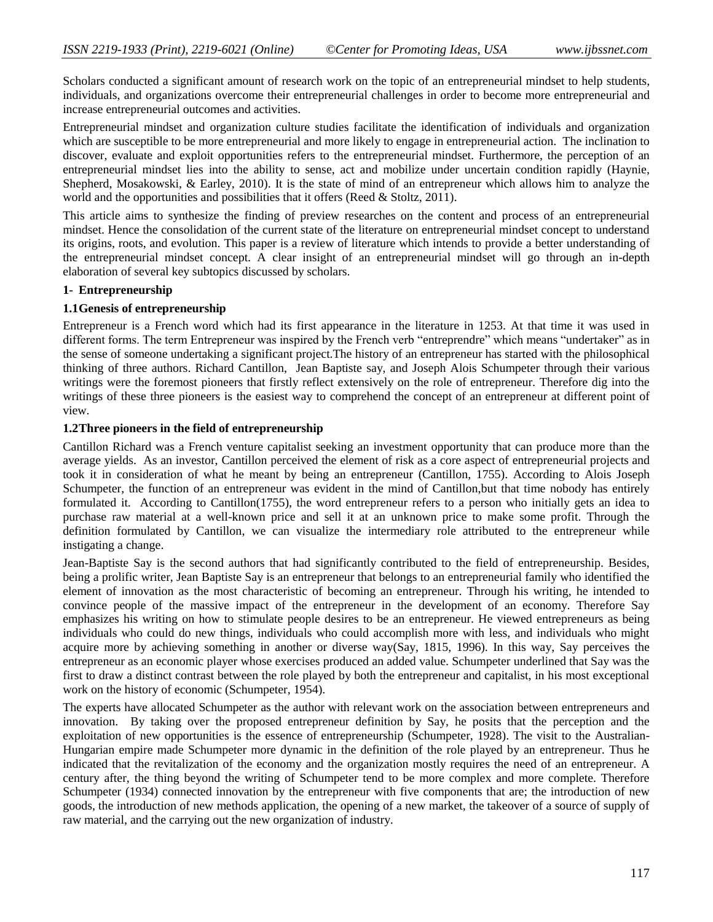Scholars conducted a significant amount of research work on the topic of an entrepreneurial mindset to help students, individuals, and organizations overcome their entrepreneurial challenges in order to become more entrepreneurial and increase entrepreneurial outcomes and activities.

Entrepreneurial mindset and organization culture studies facilitate the identification of individuals and organization which are susceptible to be more entrepreneurial and more likely to engage in entrepreneurial action. The inclination to discover, evaluate and exploit opportunities refers to the entrepreneurial mindset. Furthermore, the perception of an entrepreneurial mindset lies into the ability to sense, act and mobilize under uncertain condition rapidly (Haynie, Shepherd, Mosakowski, & Earley, 2010). It is the state of mind of an entrepreneur which allows him to analyze the world and the opportunities and possibilities that it offers (Reed & Stoltz, 2011).

This article aims to synthesize the finding of preview researches on the content and process of an entrepreneurial mindset. Hence the consolidation of the current state of the literature on entrepreneurial mindset concept to understand its origins, roots, and evolution. This paper is a review of literature which intends to provide a better understanding of the entrepreneurial mindset concept. A clear insight of an entrepreneurial mindset will go through an in-depth elaboration of several key subtopics discussed by scholars.

## 1- Entrepreneurship

### 1.1Genesis of entrepreneurship

Entrepreneur is a French word which had its first appearance in the literature in 1253. At that time it was used in different forms. The term Entrepreneur was inspired by the French verb "entreprendre" which means "undertaker" as in the sense of someone undertaking a significant project.The history of an entrepreneur has started with the philosophical thinking of three authors. Richard Cantillon, Jean Baptiste say, and Joseph Alois Schumpeter through their various writings were the foremost pioneers that firstly reflect extensively on the role of entrepreneur. Therefore dig into the writings of these three pioneers is the easiest way to comprehend the concept of an entrepreneur at different point of view.

### 1.2Three pioneers in the field of entrepreneurship

Cantillon Richard was a French venture capitalist seeking an investment opportunity that can produce more than the average yields. As an investor, Cantillon perceived the element of risk as a core aspect of entrepreneurial projects and took it in consideration of what he meant by being an entrepreneur (Cantillon, 1755). According to Alois Joseph Schumpeter, the function of an entrepreneur was evident in the mind of Cantillon,but that time nobody has entirely formulated it. According to Cantillon(1755), the word entrepreneur refers to a person who initially gets an idea to purchase raw material at a well-known price and sell it at an unknown price to make some profit. Through the definition formulated by Cantillon, we can visualize the intermediary role attributed to the entrepreneur while instigating a change.

Jean-Baptiste Say is the second authors that had significantly contributed to the field of entrepreneurship. Besides, being a prolific writer, Jean Baptiste Say is an entrepreneur that belongs to an entrepreneurial family who identified the element of innovation as the most characteristic of becoming an entrepreneur. Through his writing, he intended to convince people of the massive impact of the entrepreneur in the development of an economy. Therefore Say emphasizes his writing on how to stimulate people desires to be an entrepreneur. He viewed entrepreneurs as being individuals who could do new things, individuals who could accomplish more with less, and individuals who might acquire more by achieving something in another or diverse way(Say, 1815, 1996). In this way, Say perceives the entrepreneur as an economic player whose exercises produced an added value. Schumpeter underlined that Say was the first to draw a distinct contrast between the role played by both the entrepreneur and capitalist, in his most exceptional work on the history of economic (Schumpeter, 1954).

The experts have allocated Schumpeter as the author with relevant work on the association between entrepreneurs and innovation. By taking over the proposed entrepreneur definition by Say, he posits that the perception and the exploitation of new opportunities is the essence of entrepreneurship (Schumpeter, 1928). The visit to the Australian-Hungarian empire made Schumpeter more dynamic in the definition of the role played by an entrepreneur. Thus he indicated that the revitalization of the economy and the organization mostly requires the need of an entrepreneur. A century after, the thing beyond the writing of Schumpeter tend to be more complex and more complete. Therefore Schumpeter (1934) connected innovation by the entrepreneur with five components that are; the introduction of new goods, the introduction of new methods application, the opening of a new market, the takeover of a source of supply of raw material, and the carrying out the new organization of industry.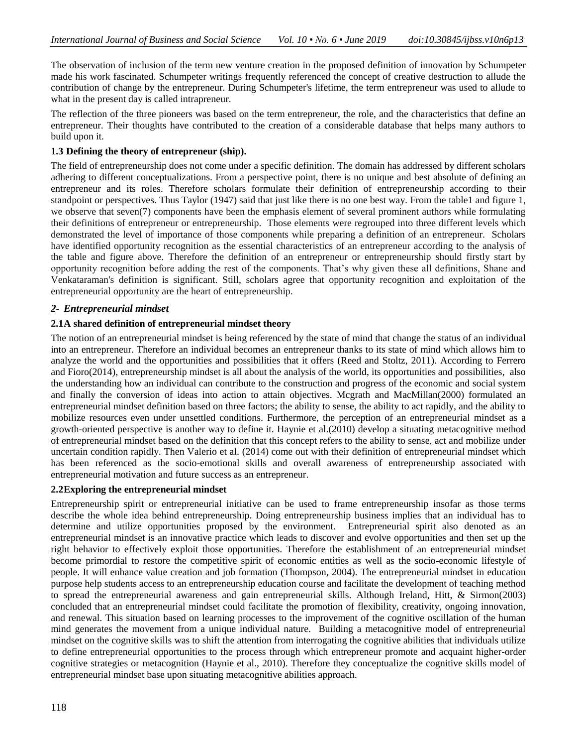The observation of inclusion of the term new venture creation in the proposed definition of innovation by Schumpeter made his work fascinated. Schumpeter writings frequently referenced the concept of creative destruction to allude the contribution of change by the entrepreneur. During Schumpeter's lifetime, the term entrepreneur was used to allude to what in the present day is called intrapreneur.

The reflection of the three pioneers was based on the term entrepreneur, the role, and the characteristics that define an entrepreneur. Their thoughts have contributed to the creation of a considerable database that helps many authors to build upon it.

### 1.3 Defining the theory of entrepreneur (ship).

The field of entrepreneurship does not come under a specific definition. The domain has addressed by different scholars adhering to different conceptualizations. From a perspective point, there is no unique and best absolute of defining an entrepreneur and its roles. Therefore scholars formulate their definition of entrepreneurship according to their standpoint or perspectives. Thus Taylor (1947) said that just like there is no one best way. From the table1 and figure 1, we observe that seven(7) components have been the emphasis element of several prominent authors while formulating their definitions of entrepreneur or entrepreneurship. Those elements were regrouped into three different levels which demonstrated the level of importance of those components while preparing a definition of an entrepreneur. Scholars have identified opportunity recognition as the essential characteristics of an entrepreneur according to the analysis of the table and figure above. Therefore the definition of an entrepreneur or entrepreneurship should firstly start by opportunity recognition before adding the rest of the components. That's why given these all definitions, Shane and Venkataraman's definition is significant. Still, scholars agree that opportunity recognition and exploitation of the entrepreneurial opportunity are the heart of entrepreneurship.

## *2- Entrepreneurial mindset*

### 2.1A shared definition of entrepreneurial mindset theory

The notion of an entrepreneurial mindset is being referenced by the state of mind that change the status of an individual into an entrepreneur. Therefore an individual becomes an entrepreneur thanks to its state of mind which allows him to analyze the world and the opportunities and possibilities that it offers (Reed and Stoltz, 2011). According to Ferrero and Fioro(2014), entrepreneurship mindset is all about the analysis of the world, its opportunities and possibilities, also the understanding how an individual can contribute to the construction and progress of the economic and social system and finally the conversion of ideas into action to attain objectives. Mcgrath and MacMillan(2000) formulated an entrepreneurial mindset definition based on three factors; the ability to sense, the ability to act rapidly, and the ability to mobilize resources even under unsettled conditions. Furthermore, the perception of an entrepreneurial mindset as a growth-oriented perspective is another way to define it. Haynie et al.(2010) develop a situating metacognitive method of entrepreneurial mindset based on the definition that this concept refers to the ability to sense, act and mobilize under uncertain condition rapidly. Then Valerio et al. (2014) come out with their definition of entrepreneurial mindset which has been referenced as the socio-emotional skills and overall awareness of entrepreneurship associated with entrepreneurial motivation and future success as an entrepreneur.

### 2.2Exploring the entrepreneurial mindset

Entrepreneurship spirit or entrepreneurial initiative can be used to frame entrepreneurship insofar as those terms describe the whole idea behind entrepreneurship. Doing entrepreneurship business implies that an individual has to determine and utilize opportunities proposed by the environment. Entrepreneurial spirit also denoted as an entrepreneurial mindset is an innovative practice which leads to discover and evolve opportunities and then set up the right behavior to effectively exploit those opportunities. Therefore the establishment of an entrepreneurial mindset become primordial to restore the competitive spirit of economic entities as well as the socio-economic lifestyle of people. It will enhance value creation and job formation (Thompson, 2004). The entrepreneurial mindset in education purpose help students access to an entrepreneurship education course and facilitate the development of teaching method to spread the entrepreneurial awareness and gain entrepreneurial skills. Although Ireland, Hitt, & Sirmon(2003) concluded that an entrepreneurial mindset could facilitate the promotion of flexibility, creativity, ongoing innovation, and renewal. This situation based on learning processes to the improvement of the cognitive oscillation of the human mind generates the movement from a unique individual nature. Building a metacognitive model of entrepreneurial mindset on the cognitive skills was to shift the attention from interrogating the cognitive abilities that individuals utilize to define entrepreneurial opportunities to the process through which entrepreneur promote and acquaint higher-order cognitive strategies or metacognition (Haynie et al., 2010). Therefore they conceptualize the cognitive skills model of entrepreneurial mindset base upon situating metacognitive abilities approach.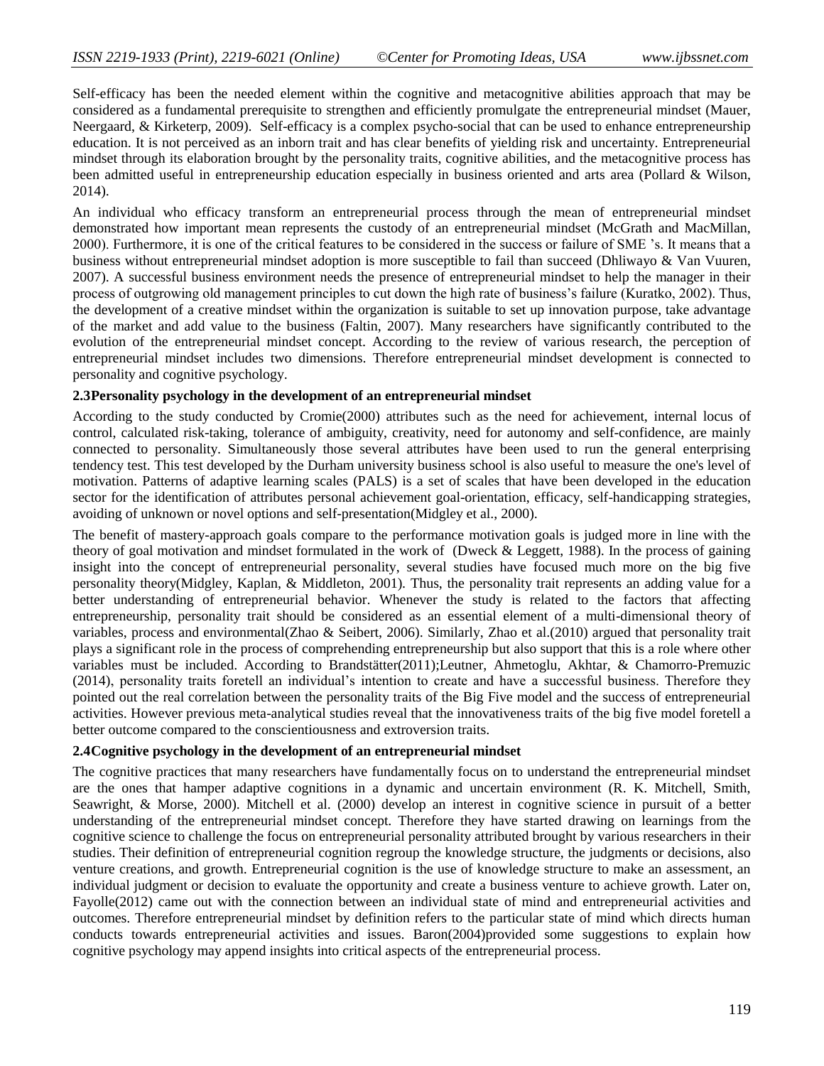Self-efficacy has been the needed element within the cognitive and metacognitive abilities approach that may be considered as a fundamental prerequisite to strengthen and efficiently promulgate the entrepreneurial mindset (Mauer, Neergaard, & Kirketerp, 2009). Self-efficacy is a complex psycho-social that can be used to enhance entrepreneurship education. It is not perceived as an inborn trait and has clear benefits of yielding risk and uncertainty. Entrepreneurial mindset through its elaboration brought by the personality traits, cognitive abilities, and the metacognitive process has been admitted useful in entrepreneurship education especially in business oriented and arts area (Pollard & Wilson, 2014).

An individual who efficacy transform an entrepreneurial process through the mean of entrepreneurial mindset demonstrated how important mean represents the custody of an entrepreneurial mindset (McGrath and MacMillan, 2000). Furthermore, it is one of the critical features to be considered in the success or failure of SME 's. It means that a business without entrepreneurial mindset adoption is more susceptible to fail than succeed (Dhliwayo & Van Vuuren, 2007). A successful business environment needs the presence of entrepreneurial mindset to help the manager in their process of outgrowing old management principles to cut down the high rate of business's failure (Kuratko, 2002). Thus, the development of a creative mindset within the organization is suitable to set up innovation purpose, take advantage of the market and add value to the business (Faltin, 2007). Many researchers have significantly contributed to the evolution of the entrepreneurial mindset concept. According to the review of various research, the perception of entrepreneurial mindset includes two dimensions. Therefore entrepreneurial mindset development is connected to personality and cognitive psychology.

### 2.3Personality psychology in the development of an entrepreneurial mindset

According to the study conducted by Cromie(2000) attributes such as the need for achievement, internal locus of control, calculated risk-taking, tolerance of ambiguity, creativity, need for autonomy and self-confidence, are mainly connected to personality. Simultaneously those several attributes have been used to run the general enterprising tendency test. This test developed by the Durham university business school is also useful to measure the one's level of motivation. Patterns of adaptive learning scales (PALS) is a set of scales that have been developed in the education sector for the identification of attributes personal achievement goal-orientation, efficacy, self-handicapping strategies, avoiding of unknown or novel options and self-presentation(Midgley et al., 2000).

The benefit of mastery-approach goals compare to the performance motivation goals is judged more in line with the theory of goal motivation and mindset formulated in the work of (Dweck & Leggett, 1988). In the process of gaining insight into the concept of entrepreneurial personality, several studies have focused much more on the big five personality theory(Midgley, Kaplan, & Middleton, 2001). Thus, the personality trait represents an adding value for a better understanding of entrepreneurial behavior. Whenever the study is related to the factors that affecting entrepreneurship, personality trait should be considered as an essential element of a multi-dimensional theory of variables, process and environmental(Zhao & Seibert, 2006). Similarly, Zhao et al.(2010) argued that personality trait plays a significant role in the process of comprehending entrepreneurship but also support that this is a role where other variables must be included. According to Brandstätter(2011);Leutner, Ahmetoglu, Akhtar, & Chamorro-Premuzic (2014), personality traits foretell an individual's intention to create and have a successful business. Therefore they pointed out the real correlation between the personality traits of the Big Five model and the success of entrepreneurial activities. However previous meta-analytical studies reveal that the innovativeness traits of the big five model foretell a better outcome compared to the conscientiousness and extroversion traits.

### 2.4Cognitive psychology in the development of an entrepreneurial mindset

The cognitive practices that many researchers have fundamentally focus on to understand the entrepreneurial mindset are the ones that hamper adaptive cognitions in a dynamic and uncertain environment (R. K. Mitchell, Smith, Seawright, & Morse, 2000). Mitchell et al. (2000) develop an interest in cognitive science in pursuit of a better understanding of the entrepreneurial mindset concept. Therefore they have started drawing on learnings from the cognitive science to challenge the focus on entrepreneurial personality attributed brought by various researchers in their studies. Their definition of entrepreneurial cognition regroup the knowledge structure, the judgments or decisions, also venture creations, and growth. Entrepreneurial cognition is the use of knowledge structure to make an assessment, an individual judgment or decision to evaluate the opportunity and create a business venture to achieve growth. Later on, Fayolle(2012) came out with the connection between an individual state of mind and entrepreneurial activities and outcomes. Therefore entrepreneurial mindset by definition refers to the particular state of mind which directs human conducts towards entrepreneurial activities and issues. Baron(2004)provided some suggestions to explain how cognitive psychology may append insights into critical aspects of the entrepreneurial process.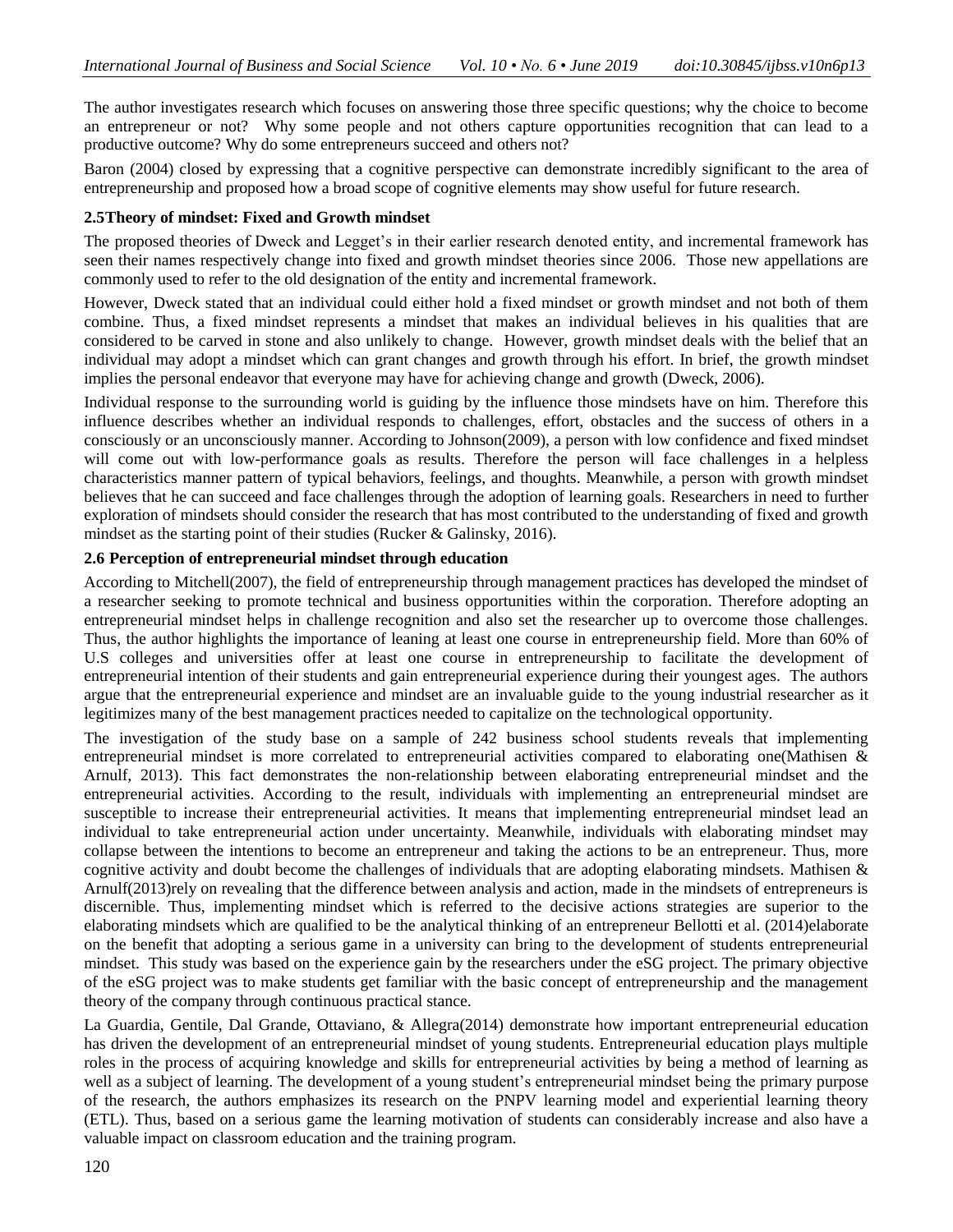The author investigates research which focuses on answering those three specific questions; why the choice to become an entrepreneur or not? Why some people and not others capture opportunities recognition that can lead to a productive outcome? Why do some entrepreneurs succeed and others not?

Baron (2004) closed by expressing that a cognitive perspective can demonstrate incredibly significant to the area of entrepreneurship and proposed how a broad scope of cognitive elements may show useful for future research.

### 2.5Theory of mindset: Fixed and Growth mindset

The proposed theories of Dweck and Legget's in their earlier research denoted entity, and incremental framework has seen their names respectively change into fixed and growth mindset theories since 2006. Those new appellations are commonly used to refer to the old designation of the entity and incremental framework.

However, Dweck stated that an individual could either hold a fixed mindset or growth mindset and not both of them combine. Thus, a fixed mindset represents a mindset that makes an individual believes in his qualities that are considered to be carved in stone and also unlikely to change. However, growth mindset deals with the belief that an individual may adopt a mindset which can grant changes and growth through his effort. In brief, the growth mindset implies the personal endeavor that everyone may have for achieving change and growth (Dweck, 2006).

Individual response to the surrounding world is guiding by the influence those mindsets have on him. Therefore this influence describes whether an individual responds to challenges, effort, obstacles and the success of others in a consciously or an unconsciously manner. According to Johnson(2009), a person with low confidence and fixed mindset will come out with low-performance goals as results. Therefore the person will face challenges in a helpless characteristics manner pattern of typical behaviors, feelings, and thoughts. Meanwhile, a person with growth mindset believes that he can succeed and face challenges through the adoption of learning goals. Researchers in need to further exploration of mindsets should consider the research that has most contributed to the understanding of fixed and growth mindset as the starting point of their studies (Rucker & Galinsky, 2016).

### 2.6 Perception of entrepreneurial mindset through education

According to Mitchell(2007), the field of entrepreneurship through management practices has developed the mindset of a researcher seeking to promote technical and business opportunities within the corporation. Therefore adopting an entrepreneurial mindset helps in challenge recognition and also set the researcher up to overcome those challenges. Thus, the author highlights the importance of leaning at least one course in entrepreneurship field. More than 60% of U.S colleges and universities offer at least one course in entrepreneurship to facilitate the development of entrepreneurial intention of their students and gain entrepreneurial experience during their youngest ages. The authors argue that the entrepreneurial experience and mindset are an invaluable guide to the young industrial researcher as it legitimizes many of the best management practices needed to capitalize on the technological opportunity.

The investigation of the study base on a sample of 242 business school students reveals that implementing entrepreneurial mindset is more correlated to entrepreneurial activities compared to elaborating one(Mathisen & Arnulf, 2013). This fact demonstrates the non-relationship between elaborating entrepreneurial mindset and the entrepreneurial activities. According to the result, individuals with implementing an entrepreneurial mindset are susceptible to increase their entrepreneurial activities. It means that implementing entrepreneurial mindset lead an individual to take entrepreneurial action under uncertainty. Meanwhile, individuals with elaborating mindset may collapse between the intentions to become an entrepreneur and taking the actions to be an entrepreneur. Thus, more cognitive activity and doubt become the challenges of individuals that are adopting elaborating mindsets. Mathisen & Arnulf(2013)rely on revealing that the difference between analysis and action, made in the mindsets of entrepreneurs is discernible. Thus, implementing mindset which is referred to the decisive actions strategies are superior to the elaborating mindsets which are qualified to be the analytical thinking of an entrepreneur Bellotti et al. (2014)elaborate on the benefit that adopting a serious game in a university can bring to the development of students entrepreneurial mindset. This study was based on the experience gain by the researchers under the eSG project. The primary objective of the eSG project was to make students get familiar with the basic concept of entrepreneurship and the management theory of the company through continuous practical stance.

La Guardia, Gentile, Dal Grande, Ottaviano, & Allegra(2014) demonstrate how important entrepreneurial education has driven the development of an entrepreneurial mindset of young students. Entrepreneurial education plays multiple roles in the process of acquiring knowledge and skills for entrepreneurial activities by being a method of learning as well as a subject of learning. The development of a young student's entrepreneurial mindset being the primary purpose of the research, the authors emphasizes its research on the PNPV learning model and experiential learning theory (ETL). Thus, based on a serious game the learning motivation of students can considerably increase and also have a valuable impact on classroom education and the training program.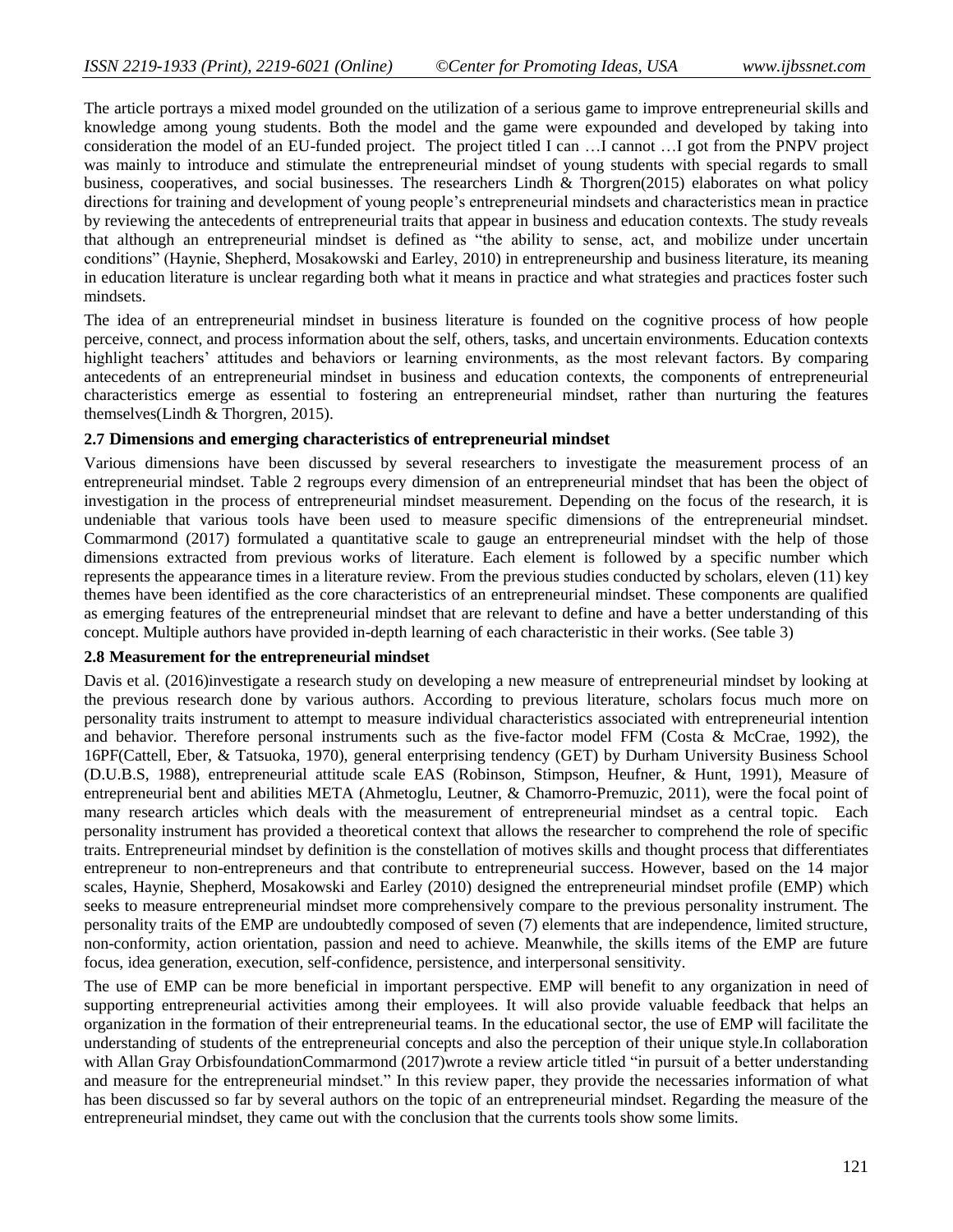The article portrays a mixed model grounded on the utilization of a serious game to improve entrepreneurial skills and knowledge among young students. Both the model and the game were expounded and developed by taking into consideration the model of an EU-funded project. The project titled I can …I cannot …I got from the PNPV project was mainly to introduce and stimulate the entrepreneurial mindset of young students with special regards to small business, cooperatives, and social businesses. The researchers Lindh & Thorgren(2015) elaborates on what policy directions for training and development of young people's entrepreneurial mindsets and characteristics mean in practice by reviewing the antecedents of entrepreneurial traits that appear in business and education contexts. The study reveals that although an entrepreneurial mindset is defined as "the ability to sense, act, and mobilize under uncertain conditions" (Haynie, Shepherd, Mosakowski and Earley, 2010) in entrepreneurship and business literature, its meaning in education literature is unclear regarding both what it means in practice and what strategies and practices foster such mindsets.

The idea of an entrepreneurial mindset in business literature is founded on the cognitive process of how people perceive, connect, and process information about the self, others, tasks, and uncertain environments. Education contexts highlight teachers' attitudes and behaviors or learning environments, as the most relevant factors. By comparing antecedents of an entrepreneurial mindset in business and education contexts, the components of entrepreneurial characteristics emerge as essential to fostering an entrepreneurial mindset, rather than nurturing the features themselves(Lindh & Thorgren, 2015).

### 2.7 Dimensions and emerging characteristics of entrepreneurial mindset

Various dimensions have been discussed by several researchers to investigate the measurement process of an entrepreneurial mindset. Table 2 regroups every dimension of an entrepreneurial mindset that has been the object of investigation in the process of entrepreneurial mindset measurement. Depending on the focus of the research, it is undeniable that various tools have been used to measure specific dimensions of the entrepreneurial mindset. Commarmond (2017) formulated a quantitative scale to gauge an entrepreneurial mindset with the help of those dimensions extracted from previous works of literature. Each element is followed by a specific number which represents the appearance times in a literature review. From the previous studies conducted by scholars, eleven (11) key themes have been identified as the core characteristics of an entrepreneurial mindset. These components are qualified as emerging features of the entrepreneurial mindset that are relevant to define and have a better understanding of this concept. Multiple authors have provided in-depth learning of each characteristic in their works. (See table 3)

### 2.8 Measurement for the entrepreneurial mindset

Davis et al. (2016)investigate a research study on developing a new measure of entrepreneurial mindset by looking at the previous research done by various authors. According to previous literature, scholars focus much more on personality traits instrument to attempt to measure individual characteristics associated with entrepreneurial intention and behavior. Therefore personal instruments such as the five-factor model FFM (Costa & McCrae, 1992), the 16PF(Cattell, Eber, & Tsatsuoka, 1970), general enterprising tendency (GET) by Durham University Business School (D.U.B.S, 1988), entrepreneurial attitude scale EAS (Robinson, Stimpson, Heufner, & Hunt, 1991), Measure of entrepreneurial bent and abilities META (Ahmetoglu, Leutner, & Chamorro-Premuzic, 2011), were the focal point of many research articles which deals with the measurement of entrepreneurial mindset as a central topic. Each personality instrument has provided a theoretical context that allows the researcher to comprehend the role of specific traits. Entrepreneurial mindset by definition is the constellation of motives skills and thought process that differentiates entrepreneur to non-entrepreneurs and that contribute to entrepreneurial success. However, based on the 14 major scales, Haynie, Shepherd, Mosakowski and Earley (2010) designed the entrepreneurial mindset profile (EMP) which seeks to measure entrepreneurial mindset more comprehensively compare to the previous personality instrument. The personality traits of the EMP are undoubtedly composed of seven (7) elements that are independence, limited structure, non-conformity, action orientation, passion and need to achieve. Meanwhile, the skills items of the EMP are future focus, idea generation, execution, self-confidence, persistence, and interpersonal sensitivity.

The use of EMP can be more beneficial in important perspective. EMP will benefit to any organization in need of supporting entrepreneurial activities among their employees. It will also provide valuable feedback that helps an organization in the formation of their entrepreneurial teams. In the educational sector, the use of EMP will facilitate the understanding of students of the entrepreneurial concepts and also the perception of their unique style.In collaboration with Allan Gray OrbisfoundationCommarmond (2017)wrote a review article titled "in pursuit of a better understanding and measure for the entrepreneurial mindset." In this review paper, they provide the necessaries information of what has been discussed so far by several authors on the topic of an entrepreneurial mindset. Regarding the measure of the entrepreneurial mindset, they came out with the conclusion that the currents tools show some limits.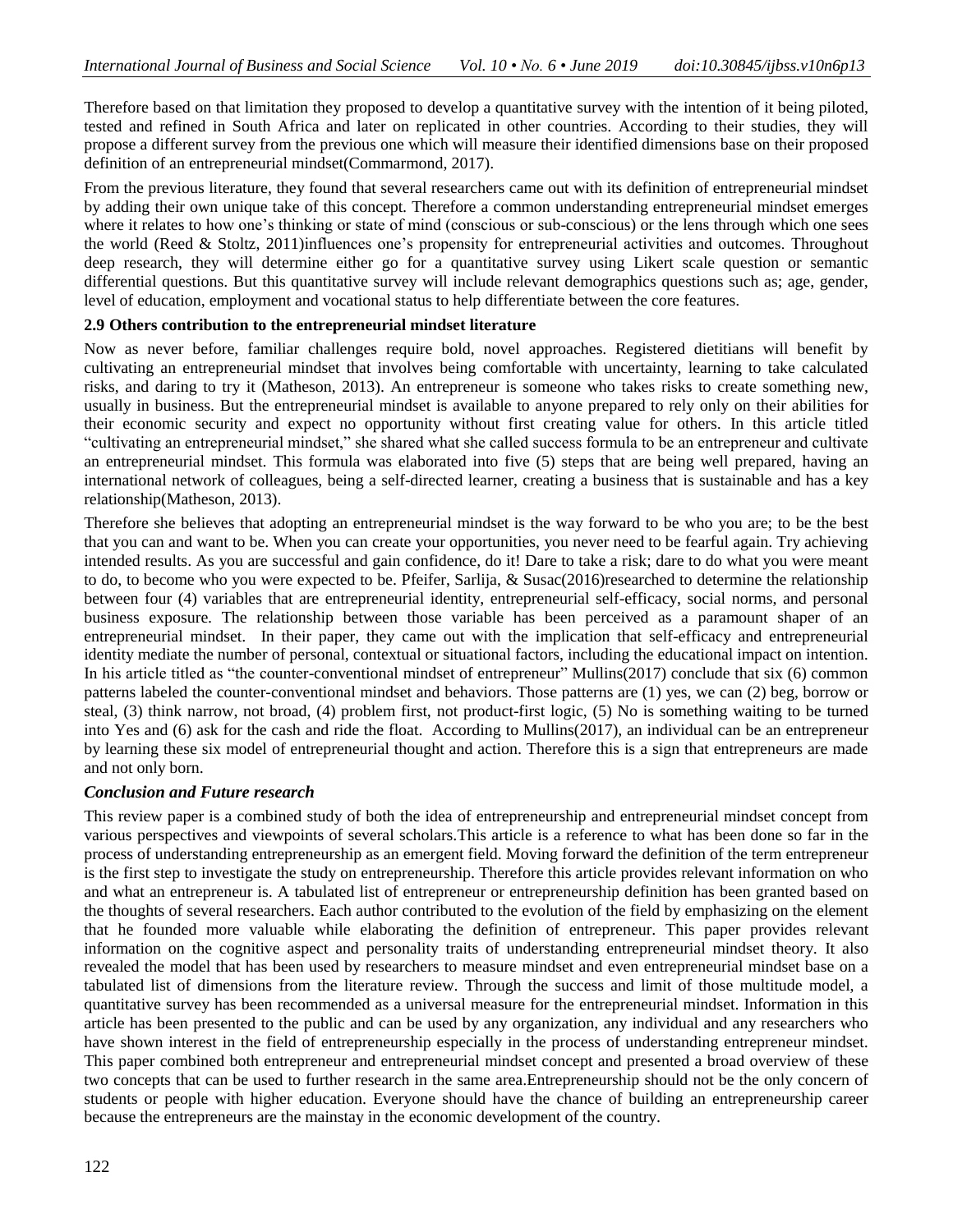Therefore based on that limitation they proposed to develop a quantitative survey with the intention of it being piloted, tested and refined in South Africa and later on replicated in other countries. According to their studies, they will propose a different survey from the previous one which will measure their identified dimensions base on their proposed definition of an entrepreneurial mindset(Commarmond, 2017).

From the previous literature, they found that several researchers came out with its definition of entrepreneurial mindset by adding their own unique take of this concept. Therefore a common understanding entrepreneurial mindset emerges where it relates to how one's thinking or state of mind (conscious or sub-conscious) or the lens through which one sees the world (Reed & Stoltz, 2011)influences one's propensity for entrepreneurial activities and outcomes. Throughout deep research, they will determine either go for a quantitative survey using Likert scale question or semantic differential questions. But this quantitative survey will include relevant demographics questions such as; age, gender, level of education, employment and vocational status to help differentiate between the core features.

### 2.9 Others contribution to the entrepreneurial mindset literature

Now as never before, familiar challenges require bold, novel approaches. Registered dietitians will benefit by cultivating an entrepreneurial mindset that involves being comfortable with uncertainty, learning to take calculated risks, and daring to try it (Matheson, 2013). An entrepreneur is someone who takes risks to create something new, usually in business. But the entrepreneurial mindset is available to anyone prepared to rely only on their abilities for their economic security and expect no opportunity without first creating value for others. In this article titled "cultivating an entrepreneurial mindset," she shared what she called success formula to be an entrepreneur and cultivate an entrepreneurial mindset. This formula was elaborated into five (5) steps that are being well prepared, having an international network of colleagues, being a self-directed learner, creating a business that is sustainable and has a key relationship(Matheson, 2013).

Therefore she believes that adopting an entrepreneurial mindset is the way forward to be who you are; to be the best that you can and want to be. When you can create your opportunities, you never need to be fearful again. Try achieving intended results. As you are successful and gain confidence, do it! Dare to take a risk; dare to do what you were meant to do, to become who you were expected to be. Pfeifer, Sarlija, & Susac(2016)researched to determine the relationship between four (4) variables that are entrepreneurial identity, entrepreneurial self-efficacy, social norms, and personal business exposure. The relationship between those variable has been perceived as a paramount shaper of an entrepreneurial mindset. In their paper, they came out with the implication that self-efficacy and entrepreneurial identity mediate the number of personal, contextual or situational factors, including the educational impact on intention. In his article titled as "the counter-conventional mindset of entrepreneur" Mullins(2017) conclude that six (6) common patterns labeled the counter-conventional mindset and behaviors. Those patterns are (1) yes, we can (2) beg, borrow or steal, (3) think narrow, not broad, (4) problem first, not product-first logic, (5) No is something waiting to be turned into Yes and (6) ask for the cash and ride the float. According to Mullins(2017), an individual can be an entrepreneur by learning these six model of entrepreneurial thought and action. Therefore this is a sign that entrepreneurs are made and not only born.

### *Conclusion and Future research*

This review paper is a combined study of both the idea of entrepreneurship and entrepreneurial mindset concept from various perspectives and viewpoints of several scholars.This article is a reference to what has been done so far in the process of understanding entrepreneurship as an emergent field. Moving forward the definition of the term entrepreneur is the first step to investigate the study on entrepreneurship. Therefore this article provides relevant information on who and what an entrepreneur is. A tabulated list of entrepreneur or entrepreneurship definition has been granted based on the thoughts of several researchers. Each author contributed to the evolution of the field by emphasizing on the element that he founded more valuable while elaborating the definition of entrepreneur. This paper provides relevant information on the cognitive aspect and personality traits of understanding entrepreneurial mindset theory. It also revealed the model that has been used by researchers to measure mindset and even entrepreneurial mindset base on a tabulated list of dimensions from the literature review. Through the success and limit of those multitude model, a quantitative survey has been recommended as a universal measure for the entrepreneurial mindset. Information in this article has been presented to the public and can be used by any organization, any individual and any researchers who have shown interest in the field of entrepreneurship especially in the process of understanding entrepreneur mindset. This paper combined both entrepreneur and entrepreneurial mindset concept and presented a broad overview of these two concepts that can be used to further research in the same area.Entrepreneurship should not be the only concern of students or people with higher education. Everyone should have the chance of building an entrepreneurship career because the entrepreneurs are the mainstay in the economic development of the country.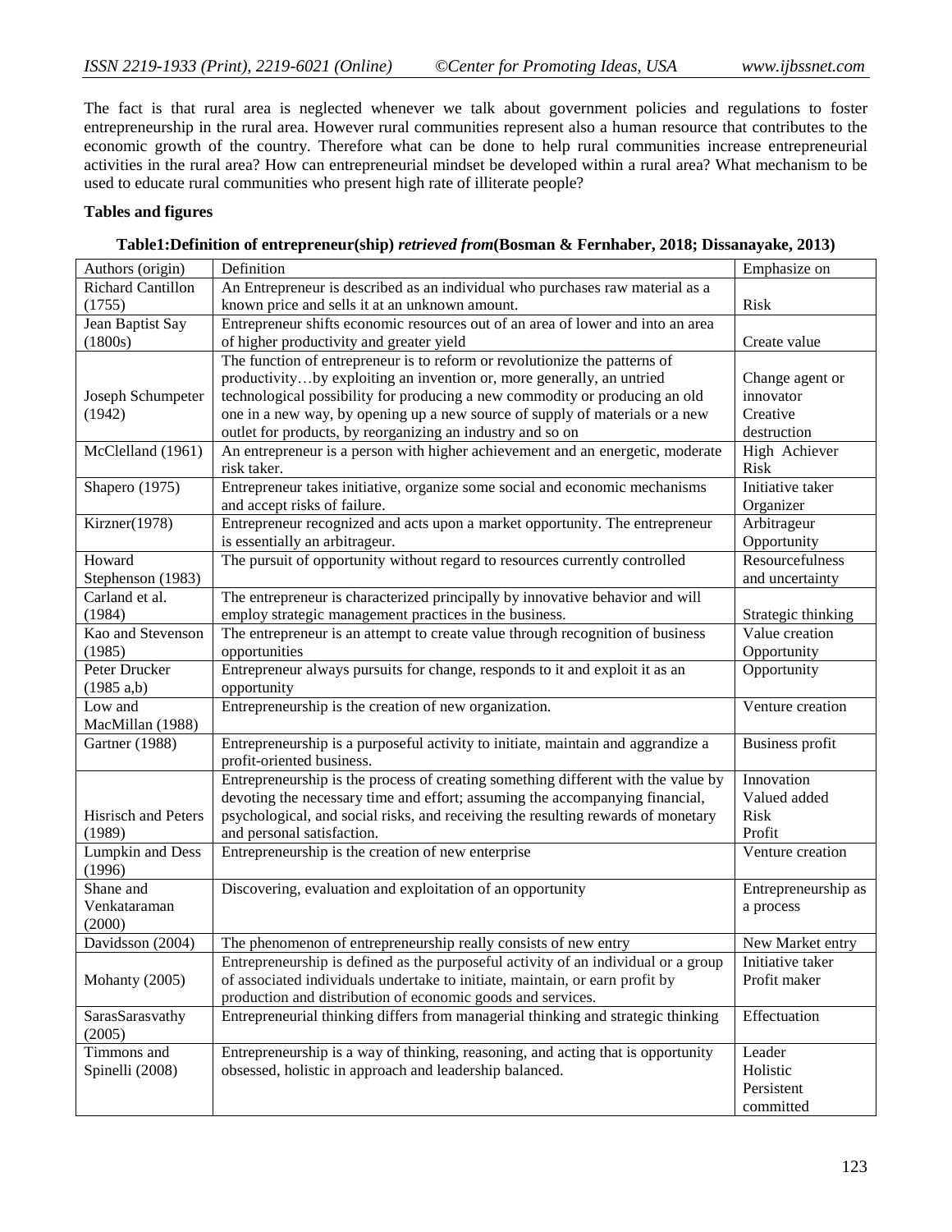The fact is that rural area is neglected whenever we talk about government policies and regulations to foster entrepreneurship in the rural area. However rural communities represent also a human resource that contributes to the economic growth of the country. Therefore what can be done to help rural communities increase entrepreneurial activities in the rural area? How can entrepreneurial mindset be developed within a rural area? What mechanism to be used to educate rural communities who present high rate of illiterate people?

**Tables and figures**

**Table1:Definition of entrepreneur(ship)** ***retrieved from*****(Bosman & Fernhaber, 2018; Dissanayake, 2013)**

| Authors (origin) | Definition | Emphasize on |
|---|---|---|
| Richard Cantillon (1755) | An Entrepreneur is described as an individual who purchases raw material as a known price and sells it at an unknown amount. | Risk |
| Jean Baptist Say (1800s) | Entrepreneur shifts economic resources out of an area of lower and into an area of higher productivity and greater yield | Create value |
| Joseph Schumpeter (1942) | The function of entrepreneur is to reform or revolutionize the patterns of productivity…by exploiting an invention or, more generally, an untried technological possibility for producing a new commodity or producing an old one in a new way, by opening up a new source of supply of materials or a new outlet for products, by reorganizing an industry and so on | Change agent or innovator Creative destruction |
| McClelland (1961) | An entrepreneur is a person with higher achievement and an energetic, moderate risk taker. | High Achiever Risk |
| Shapero (1975) | Entrepreneur takes initiative, organize some social and economic mechanisms and accept risks of failure. | Initiative taker Organizer |
| Kirzner(1978) | Entrepreneur recognized and acts upon a market opportunity. The entrepreneur is essentially an arbitrageur. | Arbitrageur Opportunity |
| Howard Stephenson (1983) | The pursuit of opportunity without regard to resources currently controlled | Resourcefulness and uncertainty |
| Carland et al. (1984) | The entrepreneur is characterized principally by innovative behavior and will employ strategic management practices in the business. | Strategic thinking |
| Kao and Stevenson (1985) | The entrepreneur is an attempt to create value through recognition of business opportunities | Value creation Opportunity |
| Peter Drucker (1985 a,b) | Entrepreneur always pursuits for change, responds to it and exploit it as an opportunity | Opportunity |
| Low and MacMillan (1988) | Entrepreneurship is the creation of new organization. | Venture creation |
| Gartner (1988) | Entrepreneurship is a purposeful activity to initiate, maintain and aggrandize a profit-oriented business. | Business profit |
| Hisrisch and Peters (1989) | Entrepreneurship is the process of creating something different with the value by devoting the necessary time and effort; assuming the accompanying financial, psychological, and social risks, and receiving the resulting rewards of monetary and personal satisfaction. | Innovation Valued added Risk Profit |
| Lumpkin and Dess (1996) | Entrepreneurship is the creation of new enterprise | Venture creation |
| Shane and Venkataraman (2000) | Discovering, evaluation and exploitation of an opportunity | Entrepreneurship as a process |
| Davidsson (2004) | The phenomenon of entrepreneurship really consists of new entry | New Market entry |
| Mohanty (2005) | Entrepreneurship is defined as the purposeful activity of an individual or a group of associated individuals undertake to initiate, maintain, or earn profit by production and distribution of economic goods and services. | Initiative taker Profit maker |
| SarasSarasvathy (2005) | Entrepreneurial thinking differs from managerial thinking and strategic thinking | Effectuation |
| Timmons and Spinelli (2008) | Entrepreneurship is a way of thinking, reasoning, and acting that is opportunity obsessed, holistic in approach and leadership balanced. | Leader Holistic Persistent committed |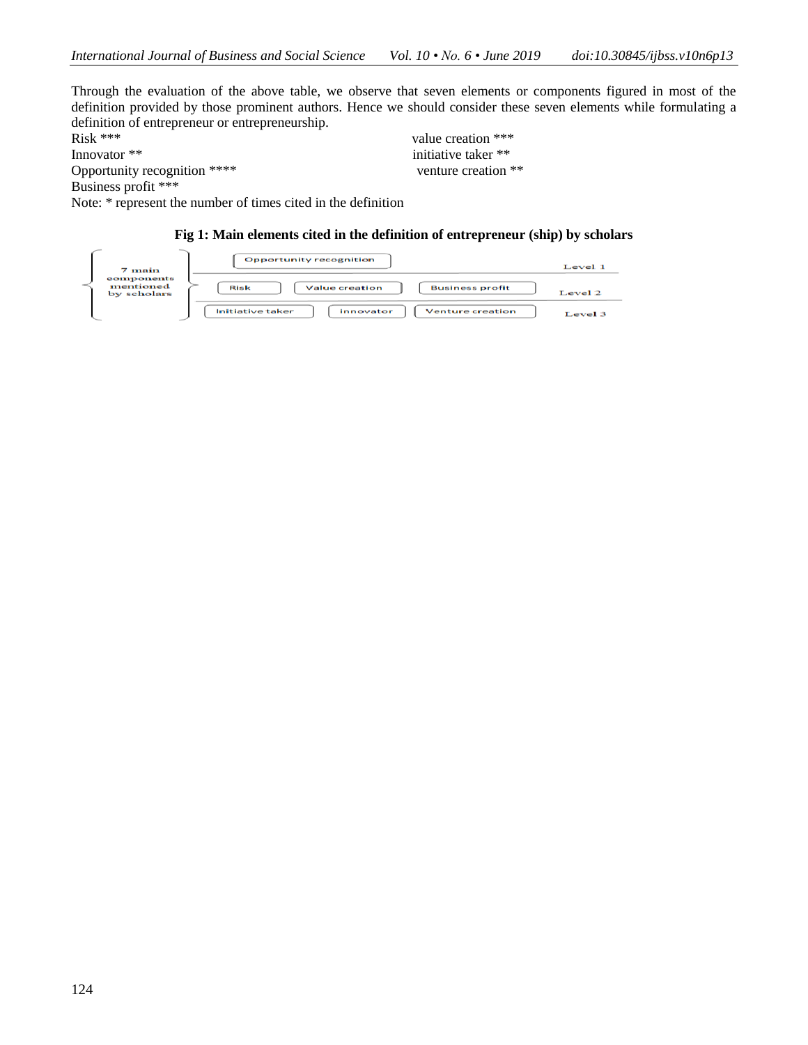Through the evaluation of the above table, we observe that seven elements or components figured in most of the definition provided by those prominent authors. Hence we should consider these seven elements while formulating a definition of entrepreneur or entrepreneurship.

Risk ***

Innovator **

Opportunity recognition ****

Business profit ***

value creation ***

initiative taker **

venture creation **

Note: * represent the number of times cited in the definition

**Fig 1: Main elements cited in the definition of entrepreneur (ship) by scholars**

| 7 main components mentioned by scholars | | | | |
|---|---|---|---|---|
| | Opportunity recognition | | | Level 1 |
| | Risk | Value creation | Business profit | Level 2 |
| | Initiative taker | Innovator | Venture creation | Level 3 |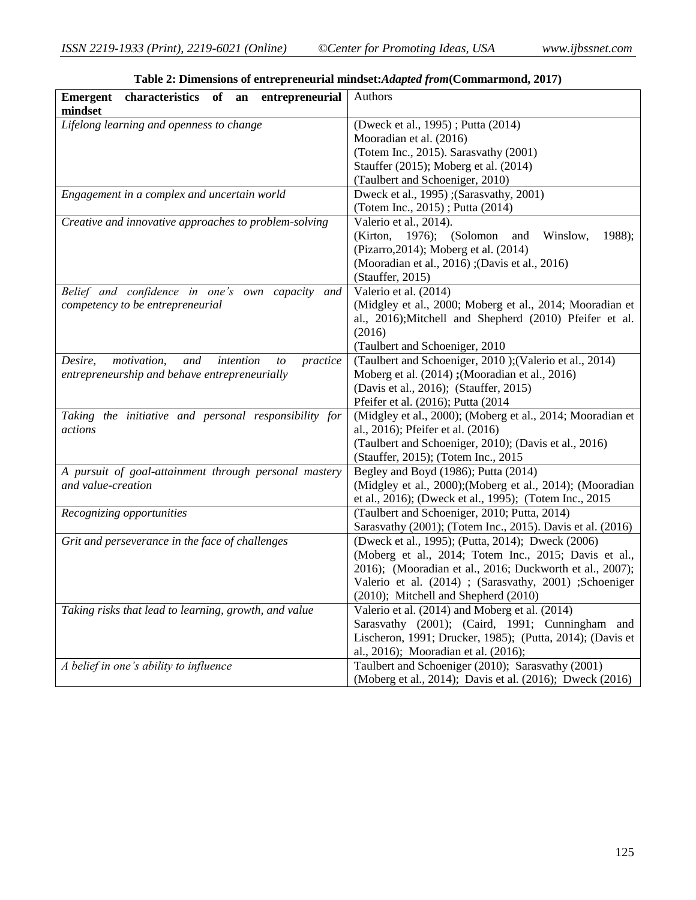**Table 2: Dimensions of entrepreneurial mindset:*Adapted from*(Commarmond, 2017)**

| **Emergent characteristics of an entrepreneurial mindset** | Authors |
|---|---|
| *Lifelong learning and openness to change* | (Dweck et al., 1995) ; Putta (2014) Mooradian et al. (2016) (Totem Inc., 2015). Sarasvathy (2001) Stauffer (2015); Moberg et al. (2014) (Taulbert and Schoeniger, 2010) |
| *Engagement in a complex and uncertain world* | Dweck et al., 1995) ;(Sarasvathy, 2001) (Totem Inc., 2015) ; Putta (2014) |
| *Creative and innovative approaches to problem-solving* | Valerio et al., 2014). (Kirton, 1976); (Solomon and Winslow, 1988); (Pizarro,2014); Moberg et al. (2014) (Mooradian et al., 2016) ;(Davis et al., 2016) (Stauffer, 2015) |
| *Belief and confidence in one's own capacity and competency to be entrepreneurial* | Valerio et al. (2014) (Midgley et al., 2000; Moberg et al., 2014; Mooradian et al., 2016);Mitchell and Shepherd (2010) Pfeifer et al. (2016) (Taulbert and Schoeniger, 2010 |
| *Desire, motivation, and intention to practice entrepreneurship and behave entrepreneurially* | (Taulbert and Schoeniger, 2010 );(Valerio et al., 2014) Moberg et al. (2014) **;**(Mooradian et al., 2016) (Davis et al., 2016); (Stauffer, 2015) Pfeifer et al. (2016); Putta (2014 |
| *Taking the initiative and personal responsibility for actions* | (Midgley et al., 2000); (Moberg et al., 2014; Mooradian et al., 2016); Pfeifer et al. (2016) (Taulbert and Schoeniger, 2010); (Davis et al., 2016) (Stauffer, 2015); (Totem Inc., 2015 |
| *A pursuit of goal-attainment through personal mastery and value-creation* | Begley and Boyd (1986); Putta (2014) (Midgley et al., 2000);(Moberg et al., 2014); (Mooradian et al., 2016); (Dweck et al., 1995); (Totem Inc., 2015 |
| *Recognizing opportunities* | (Taulbert and Schoeniger, 2010; Putta, 2014) Sarasvathy (2001); (Totem Inc., 2015). Davis et al. (2016) |
| *Grit and perseverance in the face of challenges* | (Dweck et al., 1995); (Putta, 2014); Dweck (2006) (Moberg et al., 2014; Totem Inc., 2015; Davis et al., 2016); (Mooradian et al., 2016; Duckworth et al., 2007); Valerio et al. (2014) ; (Sarasvathy, 2001) ;Schoeniger (2010); Mitchell and Shepherd (2010) |
| *Taking risks that lead to learning, growth, and value* | Valerio et al. (2014) and Moberg et al. (2014) Sarasvathy (2001); (Caird, 1991; Cunningham and Lischeron, 1991; Drucker, 1985); (Putta, 2014); (Davis et al., 2016); Mooradian et al. (2016); |
| *A belief in one's ability to influence* | Taulbert and Schoeniger (2010); Sarasvathy (2001) (Moberg et al., 2014); Davis et al. (2016); Dweck (2016) |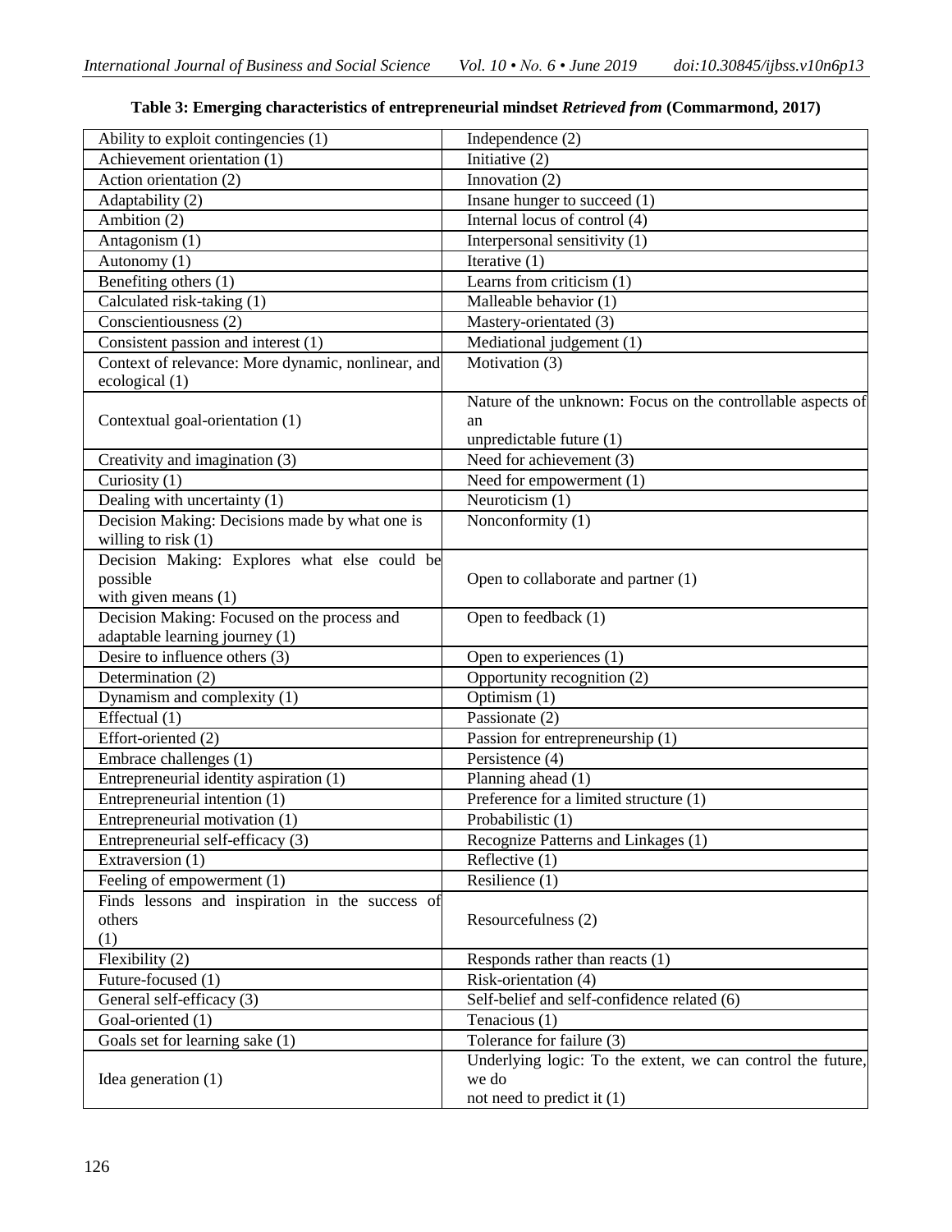**Table 3: Emerging characteristics of entrepreneurial mindset *Retrieved from* (Commarmond, 2017)**

| | |
|---|---|
| Ability to exploit contingencies (1) | Independence (2) |
| Achievement orientation (1) | Initiative (2) |
| Action orientation (2) | Innovation (2) |
| Adaptability (2) | Insane hunger to succeed (1) |
| Ambition (2) | Internal locus of control (4) |
| Antagonism (1) | Interpersonal sensitivity (1) |
| Autonomy (1) | Iterative (1) |
| Benefiting others (1) | Learns from criticism (1) |
| Calculated risk-taking (1) | Malleable behavior (1) |
| Conscientiousness (2) | Mastery-orientated (3) |
| Consistent passion and interest (1) | Mediational judgement (1) |
| Context of relevance: More dynamic, nonlinear, and ecological (1) | Motivation (3) |
| Contextual goal-orientation (1) | Nature of the unknown: Focus on the controllable aspects of an unpredictable future (1) |
| Creativity and imagination (3) | Need for achievement (3) |
| Curiosity (1) | Need for empowerment (1) |
| Dealing with uncertainty (1) | Neuroticism (1) |
| Decision Making: Decisions made by what one is willing to risk (1) | Nonconformity (1) |
| Decision Making: Explores what else could be possible with given means (1) | Open to collaborate and partner (1) |
| Decision Making: Focused on the process and adaptable learning journey (1) | Open to feedback (1) |
| Desire to influence others (3) | Open to experiences (1) |
| Determination (2) | Opportunity recognition (2) |
| Dynamism and complexity (1) | Optimism (1) |
| Effectual (1) | Passionate (2) |
| Effort-oriented (2) | Passion for entrepreneurship (1) |
| Embrace challenges (1) | Persistence (4) |
| Entrepreneurial identity aspiration (1) | Planning ahead (1) |
| Entrepreneurial intention (1) | Preference for a limited structure (1) |
| Entrepreneurial motivation (1) | Probabilistic (1) |
| Entrepreneurial self-efficacy (3) | Recognize Patterns and Linkages (1) |
| Extraversion (1) | Reflective (1) |
| Feeling of empowerment (1) | Resilience (1) |
| Finds lessons and inspiration in the success of others (1) | Resourcefulness (2) |
| Flexibility (2) | Responds rather than reacts (1) |
| Future-focused (1) | Risk-orientation (4) |
| General self-efficacy (3) | Self-belief and self-confidence related (6) |
| Goal-oriented (1) | Tenacious (1) |
| Goals set for learning sake (1) | Tolerance for failure (3) |
| Idea generation (1) | Underlying logic: To the extent, we can control the future, we do not need to predict it (1) |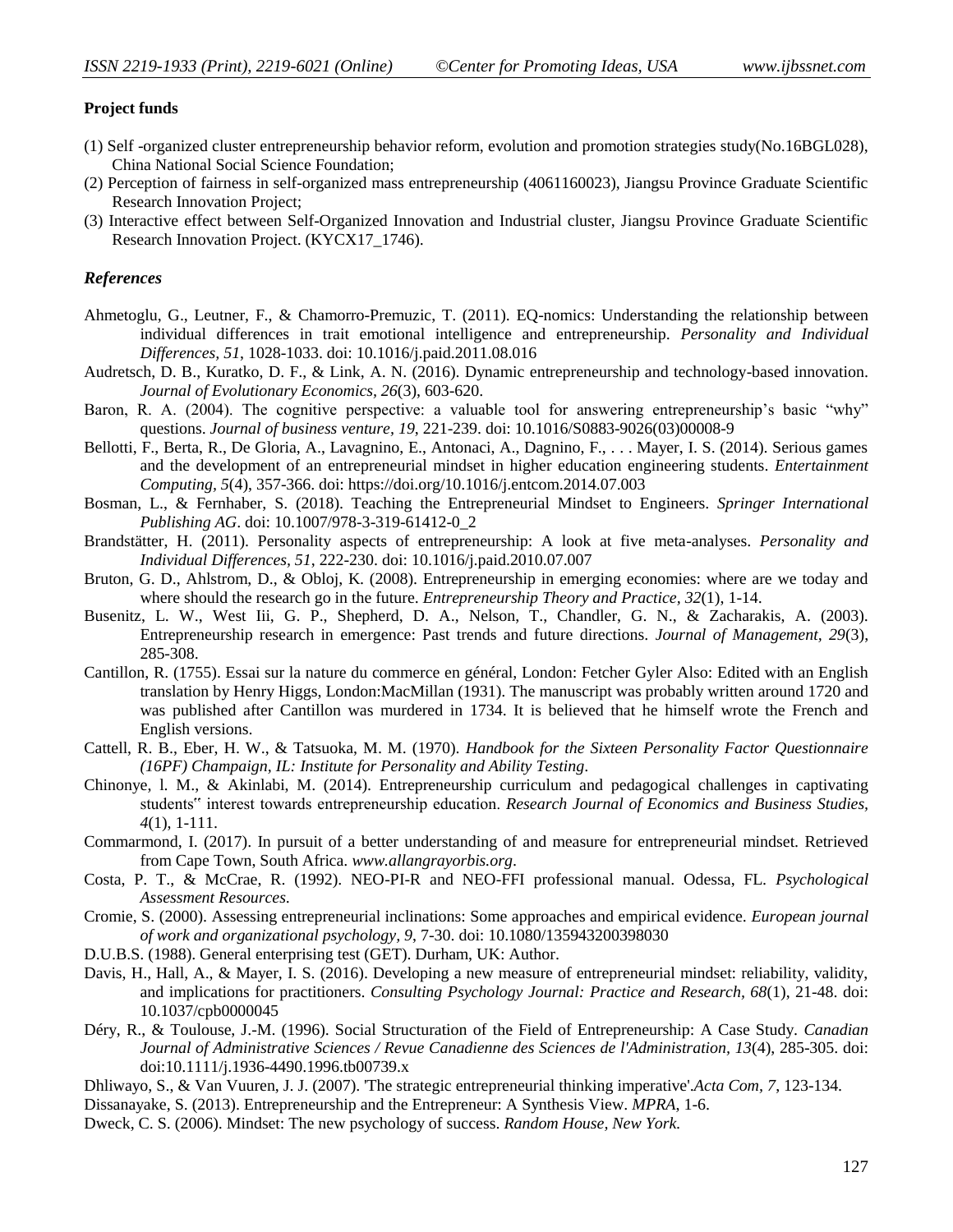**Project funds**

(1) Self -organized cluster entrepreneurship behavior reform, evolution and promotion strategies study(No.16BGL028), China National Social Science Foundation;

(2) Perception of fairness in self-organized mass entrepreneurship (4061160023), Jiangsu Province Graduate Scientific Research Innovation Project;

(3) Interactive effect between Self-Organized Innovation and Industrial cluster, Jiangsu Province Graduate Scientific Research Innovation Project. (KYCX17_1746).

## *References*

Ahmetoglu, G., Leutner, F., & Chamorro-Premuzic, T. (2011). EQ-nomics: Understanding the relationship between individual differences in trait emotional intelligence and entrepreneurship. *Personality and Individual Differences, 51*, 1028-1033. doi: 10.1016/j.paid.2011.08.016

Audretsch, D. B., Kuratko, D. F., & Link, A. N. (2016). Dynamic entrepreneurship and technology-based innovation. *Journal of Evolutionary Economics, 26*(3), 603-620.

Baron, R. A. (2004). The cognitive perspective: a valuable tool for answering entrepreneurship's basic "why" questions. *Journal of business venture, 19*, 221-239. doi: 10.1016/S0883-9026(03)00008-9

Bellotti, F., Berta, R., De Gloria, A., Lavagnino, E., Antonaci, A., Dagnino, F., . . . Mayer, I. S. (2014). Serious games and the development of an entrepreneurial mindset in higher education engineering students. *Entertainment Computing, 5*(4), 357-366. doi: https://doi.org/10.1016/j.entcom.2014.07.003

Bosman, L., & Fernhaber, S. (2018). Teaching the Entrepreneurial Mindset to Engineers. *Springer International Publishing AG*. doi: 10.1007/978-3-319-61412-0_2

Brandstätter, H. (2011). Personality aspects of entrepreneurship: A look at five meta-analyses. *Personality and Individual Differences, 51*, 222-230. doi: 10.1016/j.paid.2010.07.007

Bruton, G. D., Ahlstrom, D., & Obloj, K. (2008). Entrepreneurship in emerging economies: where are we today and where should the research go in the future. *Entrepreneurship Theory and Practice, 32*(1), 1-14.

Busenitz, L. W., West Iii, G. P., Shepherd, D. A., Nelson, T., Chandler, G. N., & Zacharakis, A. (2003). Entrepreneurship research in emergence: Past trends and future directions. *Journal of Management, 29*(3), 285-308.

Cantillon, R. (1755). Essai sur la nature du commerce en général, London: Fetcher Gyler Also: Edited with an English translation by Henry Higgs, London:MacMillan (1931). The manuscript was probably written around 1720 and was published after Cantillon was murdered in 1734. It is believed that he himself wrote the French and English versions.

Cattell, R. B., Eber, H. W., & Tatsuoka, M. M. (1970). *Handbook for the Sixteen Personality Factor Questionnaire (16PF) Champaign, IL: Institute for Personality and Ability Testing*.

Chinonye, l. M., & Akinlabi, M. (2014). Entrepreneurship curriculum and pedagogical challenges in captivating students" interest towards entrepreneurship education. *Research Journal of Economics and Business Studies, 4*(1), 1-111.

Commarmond, I. (2017). In pursuit of a better understanding of and measure for entrepreneurial mindset. Retrieved from Cape Town, South Africa. *www.allangrayorbis.org*.

Costa, P. T., & McCrae, R. (1992). NEO-PI-R and NEO-FFI professional manual. Odessa, FL. *Psychological Assessment Resources*.

Cromie, S. (2000). Assessing entrepreneurial inclinations: Some approaches and empirical evidence. *European journal of work and organizational psychology, 9*, 7-30. doi: 10.1080/135943200398030

D.U.B.S. (1988). General enterprising test (GET). Durham, UK: Author.

Davis, H., Hall, A., & Mayer, I. S. (2016). Developing a new measure of entrepreneurial mindset: reliability, validity, and implications for practitioners. *Consulting Psychology Journal: Practice and Research, 68*(1), 21-48. doi: 10.1037/cpb0000045

Déry, R., & Toulouse, J.-M. (1996). Social Structuration of the Field of Entrepreneurship: A Case Study. *Canadian Journal of Administrative Sciences / Revue Canadienne des Sciences de l'Administration, 13*(4), 285-305. doi: doi:10.1111/j.1936-4490.1996.tb00739.x

Dhliwayo, S., & Van Vuuren, J. J. (2007). 'The strategic entrepreneurial thinking imperative'.*Acta Com, 7*, 123-134.

Dissanayake, S. (2013). Entrepreneurship and the Entrepreneur: A Synthesis View. *MPRA*, 1-6.

Dweck, C. S. (2006). Mindset: The new psychology of success. *Random House, New York*.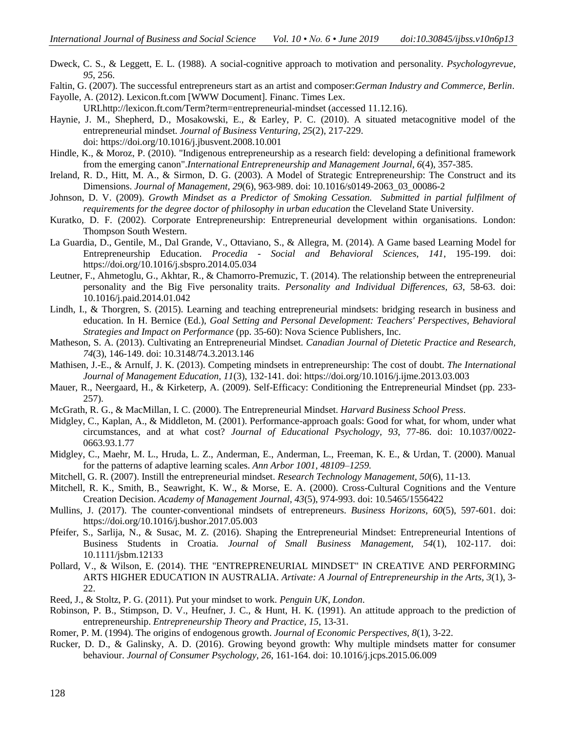Dweck, C. S., & Leggett, E. L. (1988). A social-cognitive approach to motivation and personality. *Psychologyrevue, 95*, 256.

Faltin, G. (2007). The successful entrepreneurs start as an artist and composer:*German Industry and Commerce, Berlin*.

Fayolle, A. (2012). Lexicon.ft.com [WWW Document]. Financ. Times Lex. URLhttp://lexicon.ft.com/Term?term=entrepreneurial-mindset (accessed 11.12.16).

Haynie, J. M., Shepherd, D., Mosakowski, E., & Earley, P. C. (2010). A situated metacognitive model of the entrepreneurial mindset. *Journal of Business Venturing, 25*(2), 217-229. doi: https://doi.org/10.1016/j.jbusvent.2008.10.001

Hindle, K., & Moroz, P. (2010). "Indigenous entrepreneurship as a research field: developing a definitional framework from the emerging canon".*International Entrepreneurship and Management Journal, 6*(4), 357-385.

Ireland, R. D., Hitt, M. A., & Sirmon, D. G. (2003). A Model of Strategic Entrepreneurship: The Construct and its Dimensions. *Journal of Management, 29*(6), 963-989. doi: 10.1016/s0149-2063_03_00086-2

Johnson, D. V. (2009). *Growth Mindset as a Predictor of Smoking Cessation. Submitted in partial fulfilment of requirements for the degree doctor of philosophy in urban education* the Cleveland State University.

Kuratko, D. F. (2002). Corporate Entrepreneurship: Entrepreneurial development within organisations. London: Thompson South Western.

La Guardia, D., Gentile, M., Dal Grande, V., Ottaviano, S., & Allegra, M. (2014). A Game based Learning Model for Entrepreneurship Education. *Procedia - Social and Behavioral Sciences, 141*, 195-199. doi: https://doi.org/10.1016/j.sbspro.2014.05.034

Leutner, F., Ahmetoglu, G., Akhtar, R., & Chamorro-Premuzic, T. (2014). The relationship between the entrepreneurial personality and the Big Five personality traits. *Personality and Individual Differences, 63*, 58-63. doi: 10.1016/j.paid.2014.01.042

Lindh, I., & Thorgren, S. (2015). Learning and teaching entrepreneurial mindsets: bridging research in business and education. In H. Bernice (Ed.), *Goal Setting and Personal Development: Teachers' Perspectives, Behavioral Strategies and Impact on Performance* (pp. 35-60): Nova Science Publishers, Inc.

Matheson, S. A. (2013). Cultivating an Entrepreneurial Mindset. *Canadian Journal of Dietetic Practice and Research, 74*(3), 146-149. doi: 10.3148/74.3.2013.146

Mathisen, J.-E., & Arnulf, J. K. (2013). Competing mindsets in entrepreneurship: The cost of doubt. *The International Journal of Management Education, 11*(3), 132-141. doi: https://doi.org/10.1016/j.ijme.2013.03.003

Mauer, R., Neergaard, H., & Kirketerp, A. (2009). Self-Efficacy: Conditioning the Entrepreneurial Mindset (pp. 233-257).

McGrath, R. G., & MacMillan, I. C. (2000). The Entrepreneurial Mindset. *Harvard Business School Press*.

Midgley, C., Kaplan, A., & Middleton, M. (2001). Performance-approach goals: Good for what, for whom, under what circumstances, and at what cost? *Journal of Educational Psychology, 93*, 77-86. doi: 10.1037/0022-0663.93.1.77

Midgley, C., Maehr, M. L., Hruda, L. Z., Anderman, E., Anderman, L., Freeman, K. E., & Urdan, T. (2000). Manual for the patterns of adaptive learning scales. *Ann Arbor 1001, 48109–1259.*

Mitchell, G. R. (2007). Instill the entrepreneurial mindset. *Research Technology Management, 50*(6), 11-13.

Mitchell, R. K., Smith, B., Seawright, K. W., & Morse, E. A. (2000). Cross-Cultural Cognitions and the Venture Creation Decision. *Academy of Management Journal, 43*(5), 974-993. doi: 10.5465/1556422

Mullins, J. (2017). The counter-conventional mindsets of entrepreneurs. *Business Horizons, 60*(5), 597-601. doi: https://doi.org/10.1016/j.bushor.2017.05.003

Pfeifer, S., Sarlija, N., & Susac, M. Z. (2016). Shaping the Entrepreneurial Mindset: Entrepreneurial Intentions of Business Students in Croatia. *Journal of Small Business Management, 54*(1), 102-117. doi: 10.1111/jsbm.12133

Pollard, V., & Wilson, E. (2014). THE "ENTREPRENEURIAL MINDSET" IN CREATIVE AND PERFORMING ARTS HIGHER EDUCATION IN AUSTRALIA. *Artivate: A Journal of Entrepreneurship in the Arts, 3*(1), 3-22.

Reed, J., & Stoltz, P. G. (2011). Put your mindset to work. *Penguin UK, London*.

Robinson, P. B., Stimpson, D. V., Heufner, J. C., & Hunt, H. K. (1991). An attitude approach to the prediction of entrepreneurship. *Entrepreneurship Theory and Practice, 15*, 13-31.

Romer, P. M. (1994). The origins of endogenous growth. *Journal of Economic Perspectives, 8*(1), 3-22.

Rucker, D. D., & Galinsky, A. D. (2016). Growing beyond growth: Why multiple mindsets matter for consumer behaviour. *Journal of Consumer Psychology, 26*, 161-164. doi: 10.1016/j.jcps.2015.06.009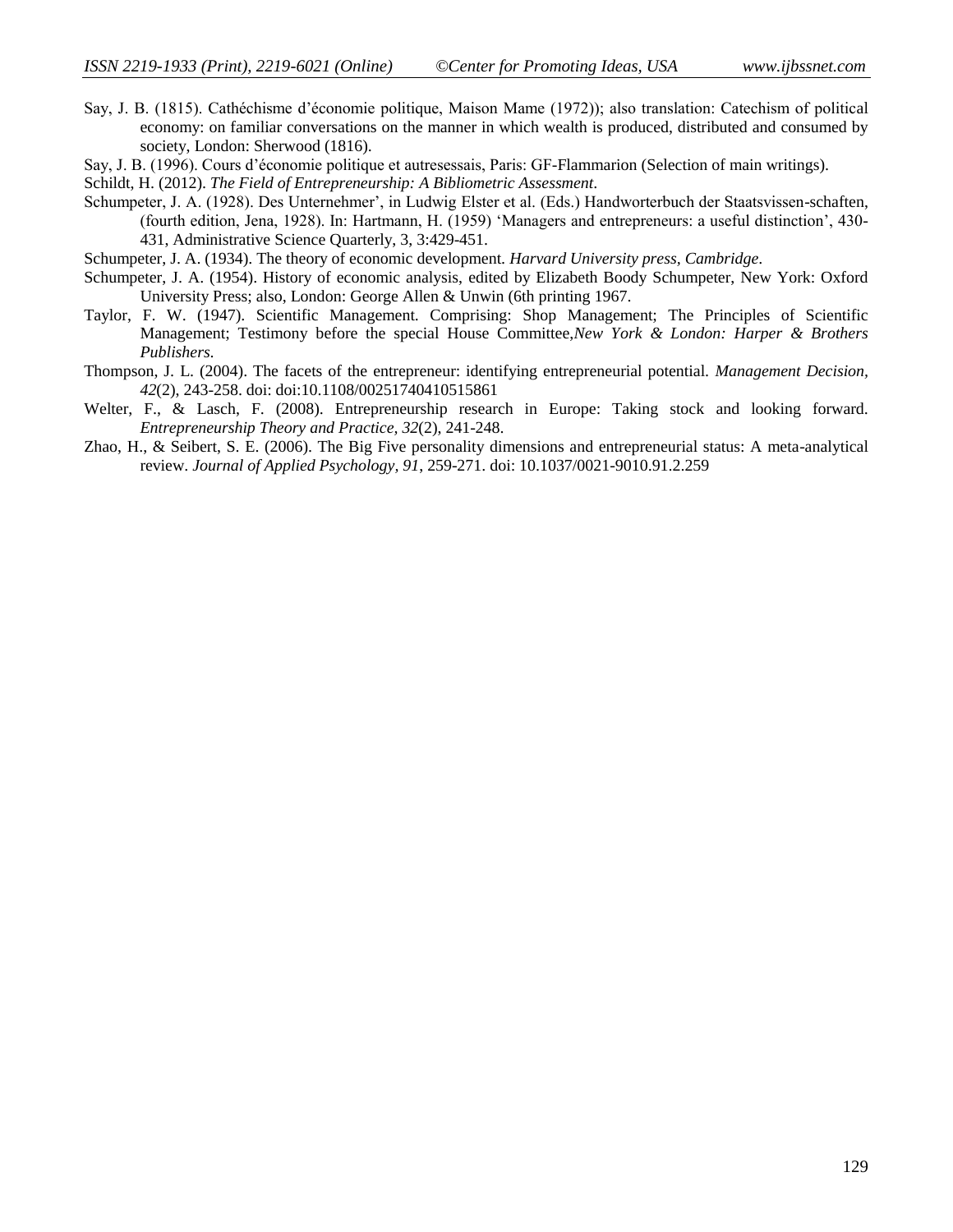Say, J. B. (1815). Cathéchisme d'économie politique, Maison Mame (1972)); also translation: Catechism of political economy: on familiar conversations on the manner in which wealth is produced, distributed and consumed by society, London: Sherwood (1816).

Say, J. B. (1996). Cours d'économie politique et autresessais, Paris: GF-Flammarion (Selection of main writings).

Schildt, H. (2012). *The Field of Entrepreneurship: A Bibliometric Assessment*.

Schumpeter, J. A. (1928). Des Unternehmer', in Ludwig Elster et al. (Eds.) Handworterbuch der Staatsvissen-schaften, (fourth edition, Jena, 1928). In: Hartmann, H. (1959) 'Managers and entrepreneurs: a useful distinction', 430-431, Administrative Science Quarterly, 3, 3:429-451.

Schumpeter, J. A. (1934). The theory of economic development. *Harvard University press, Cambridge*.

Schumpeter, J. A. (1954). History of economic analysis, edited by Elizabeth Boody Schumpeter, New York: Oxford University Press; also, London: George Allen & Unwin (6th printing 1967.

Taylor, F. W. (1947). Scientific Management. Comprising: Shop Management; The Principles of Scientific Management; Testimony before the special House Committee,*New York & London: Harper & Brothers Publishers*.

Thompson, J. L. (2004). The facets of the entrepreneur: identifying entrepreneurial potential. *Management Decision, 42*(2), 243-258. doi: doi:10.1108/00251740410515861

Welter, F., & Lasch, F. (2008). Entrepreneurship research in Europe: Taking stock and looking forward. *Entrepreneurship Theory and Practice, 32*(2), 241-248.

Zhao, H., & Seibert, S. E. (2006). The Big Five personality dimensions and entrepreneurial status: A meta-analytical review. *Journal of Applied Psychology, 91*, 259-271. doi: 10.1037/0021-9010.91.2.259